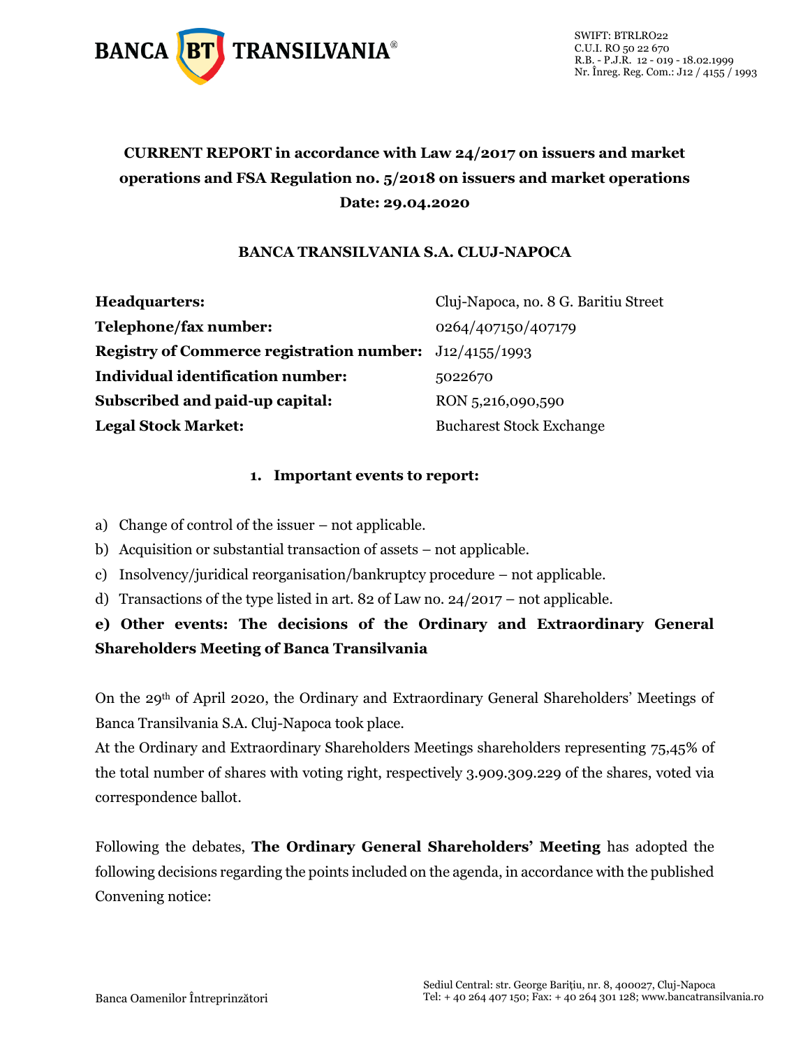# CURRENT REPORT in accordance with Law 24/2017 on issuers and market operations and FSA Regulation no. 5/2018 on issuers and market operations

**Date: 29.04.2020**

## BANCA TRANSILVANIA S.A. CLUJ-NAPOCA

| | |
|---|---|
| **Headquarters:** | Cluj-Napoca, no. 8 G. Baritiu Street |
| **Telephone/fax number:** | 0264/407150/407179 |
| **Registry of Commerce registration number:** | J12/4155/1993 |
| **Individual identification number:** | 5022670 |
| **Subscribed and paid-up capital:** | RON 5,216,090,590 |
| **Legal Stock Market:** | Bucharest Stock Exchange |

### 1. Important events to report:

a) Change of control of the issuer – not applicable.

b) Acquisition or substantial transaction of assets – not applicable.

c) Insolvency/juridical reorganisation/bankruptcy procedure – not applicable.

d) Transactions of the type listed in art. 82 of Law no. 24/2017 – not applicable.

**e) Other events: The decisions of the Ordinary and Extraordinary General Shareholders Meeting of Banca Transilvania**

On the 29th of April 2020, the Ordinary and Extraordinary General Shareholders' Meetings of Banca Transilvania S.A. Cluj-Napoca took place.

At the Ordinary and Extraordinary Shareholders Meetings shareholders representing 75,45% of the total number of shares with voting right, respectively 3.909.309.229 of the shares, voted via correspondence ballot.

Following the debates, **The Ordinary General Shareholders' Meeting** has adopted the following decisions regarding the points included on the agenda, in accordance with the published Convening notice: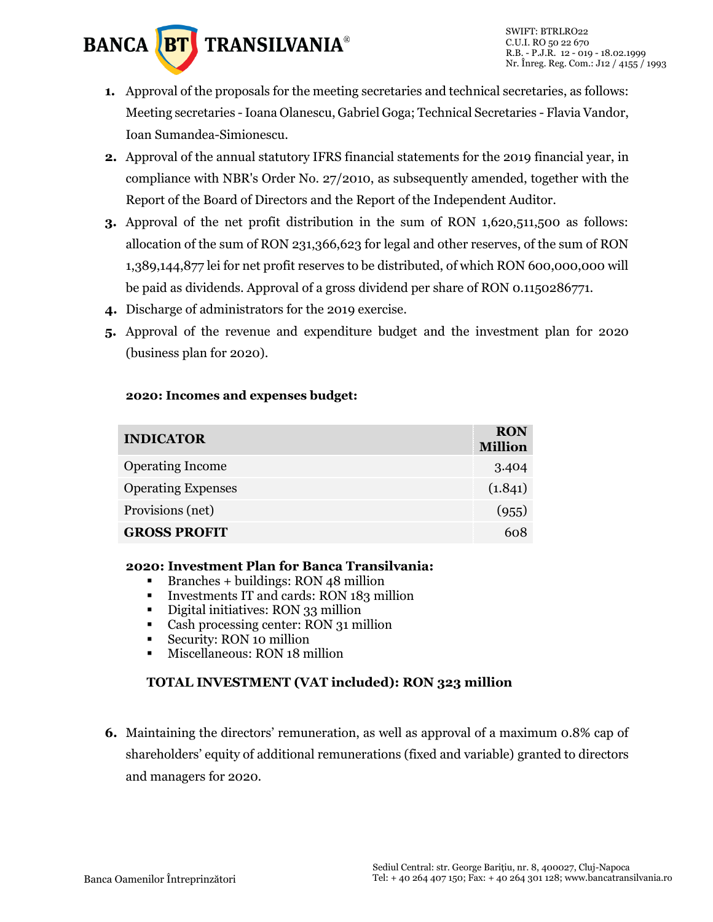1. Approval of the proposals for the meeting secretaries and technical secretaries, as follows: Meeting secretaries - Ioana Olanescu, Gabriel Goga; Technical Secretaries - Flavia Vandor, Ioan Sumandea-Simionescu.
2. Approval of the annual statutory IFRS financial statements for the 2019 financial year, in compliance with NBR's Order No. 27/2010, as subsequently amended, together with the Report of the Board of Directors and the Report of the Independent Auditor.
3. Approval of the net profit distribution in the sum of RON 1,620,511,500 as follows: allocation of the sum of RON 231,366,623 for legal and other reserves, of the sum of RON 1,389,144,877 lei for net profit reserves to be distributed, of which RON 600,000,000 will be paid as dividends. Approval of a gross dividend per share of RON 0.1150286771.
4. Discharge of administrators for the 2019 exercise.
5. Approval of the revenue and expenditure budget and the investment plan for 2020 (business plan for 2020).

**2020: Incomes and expenses budget:**

| INDICATOR | RON Million |
|---|---|
| Operating Income | 3.404 |
| Operating Expenses | (1.841) |
| Provisions (net) | (955) |
| **GROSS PROFIT** | 608 |

**2020: Investment Plan for Banca Transilvania:**

- Branches + buildings: RON 48 million
- Investments IT and cards: RON 183 million
- Digital initiatives: RON 33 million
- Cash processing center: RON 31 million
- Security: RON 10 million
- Miscellaneous: RON 18 million

**TOTAL INVESTMENT (VAT included): RON 323 million**

6. Maintaining the directors' remuneration, as well as approval of a maximum 0.8% cap of shareholders' equity of additional remunerations (fixed and variable) granted to directors and managers for 2020.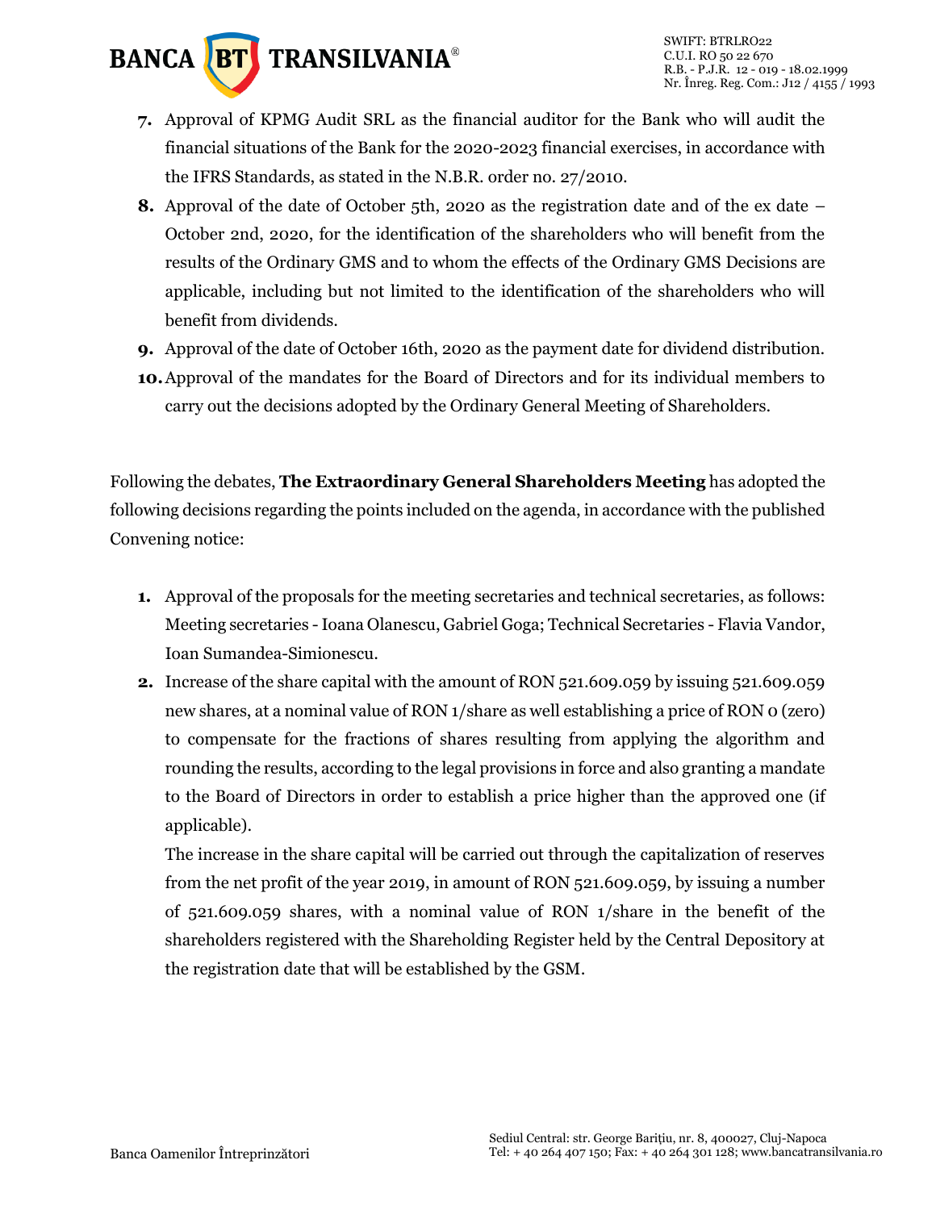7. Approval of KPMG Audit SRL as the financial auditor for the Bank who will audit the financial situations of the Bank for the 2020-2023 financial exercises, in accordance with the IFRS Standards, as stated in the N.B.R. order no. 27/2010.
8. Approval of the date of October 5th, 2020 as the registration date and of the ex date – October 2nd, 2020, for the identification of the shareholders who will benefit from the results of the Ordinary GMS and to whom the effects of the Ordinary GMS Decisions are applicable, including but not limited to the identification of the shareholders who will benefit from dividends.
9. Approval of the date of October 16th, 2020 as the payment date for dividend distribution.
10. Approval of the mandates for the Board of Directors and for its individual members to carry out the decisions adopted by the Ordinary General Meeting of Shareholders.

Following the debates, **The Extraordinary General Shareholders Meeting** has adopted the following decisions regarding the points included on the agenda, in accordance with the published Convening notice:

1. Approval of the proposals for the meeting secretaries and technical secretaries, as follows: Meeting secretaries - Ioana Olanescu, Gabriel Goga; Technical Secretaries - Flavia Vandor, Ioan Sumandea-Simionescu.
2. Increase of the share capital with the amount of RON 521.609.059 by issuing 521.609.059 new shares, at a nominal value of RON 1/share as well establishing a price of RON 0 (zero) to compensate for the fractions of shares resulting from applying the algorithm and rounding the results, according to the legal provisions in force and also granting a mandate to the Board of Directors in order to establish a price higher than the approved one (if applicable).

   The increase in the share capital will be carried out through the capitalization of reserves from the net profit of the year 2019, in amount of RON 521.609.059, by issuing a number of 521.609.059 shares, with a nominal value of RON 1/share in the benefit of the shareholders registered with the Shareholding Register held by the Central Depository at the registration date that will be established by the GSM.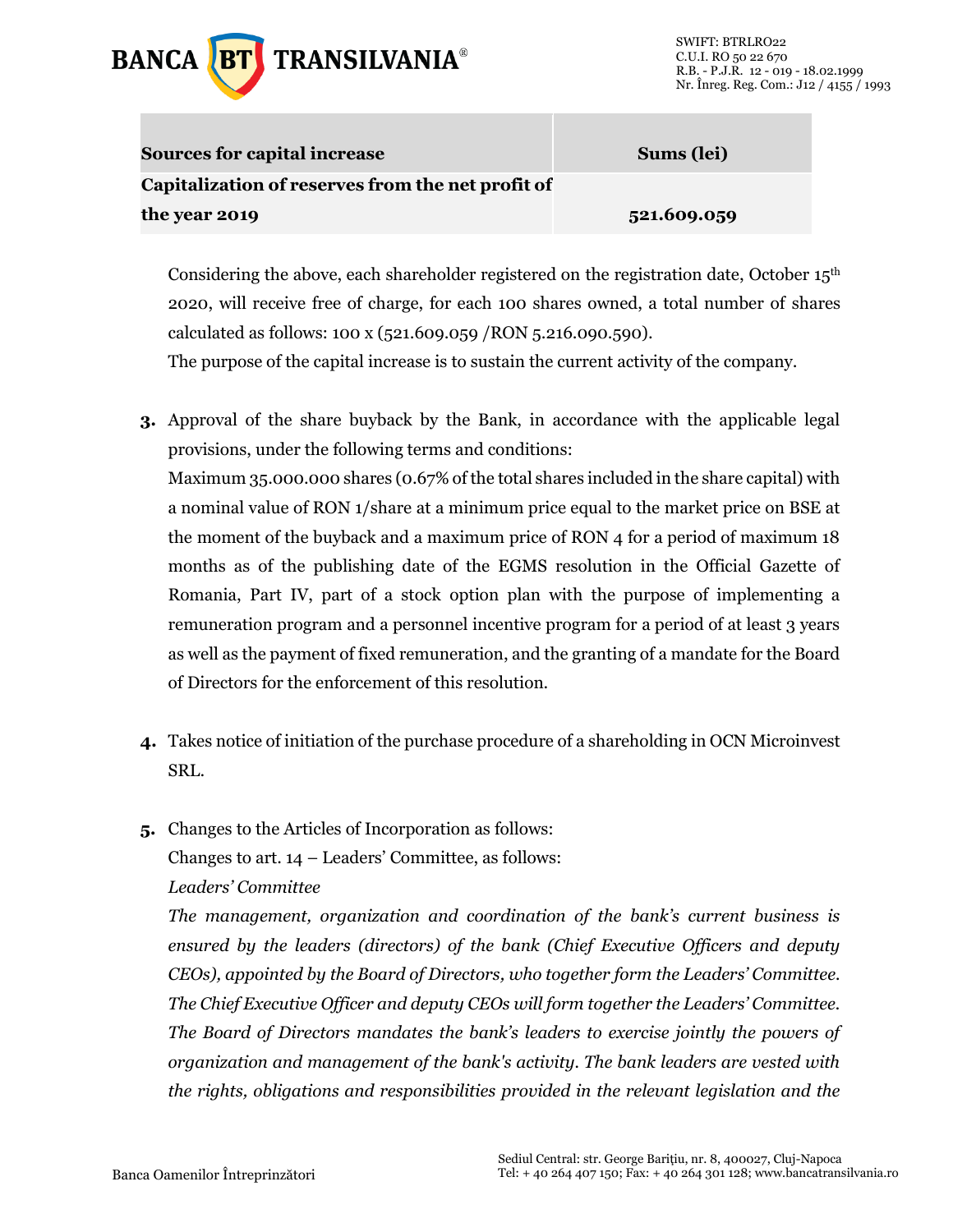| Sources for capital increase | Sums (lei) |
|---|---|
| **Capitalization of reserves from the net profit of the year 2019** | **521.609.059** |

Considering the above, each shareholder registered on the registration date, October 15th 2020, will receive free of charge, for each 100 shares owned, a total number of shares calculated as follows: 100 x (521.609.059 /RON 5.216.090.590).

The purpose of the capital increase is to sustain the current activity of the company.

3. Approval of the share buyback by the Bank, in accordance with the applicable legal provisions, under the following terms and conditions:
   Maximum 35.000.000 shares (0.67% of the total shares included in the share capital) with a nominal value of RON 1/share at a minimum price equal to the market price on BSE at the moment of the buyback and a maximum price of RON 4 for a period of maximum 18 months as of the publishing date of the EGMS resolution in the Official Gazette of Romania, Part IV, part of a stock option plan with the purpose of implementing a remuneration program and a personnel incentive program for a period of at least 3 years as well as the payment of fixed remuneration, and the granting of a mandate for the Board of Directors for the enforcement of this resolution.

4. Takes notice of initiation of the purchase procedure of a shareholding in OCN Microinvest SRL.

5. Changes to the Articles of Incorporation as follows:
   Changes to art. 14 – Leaders' Committee, as follows:
   *Leaders' Committee*
   *The management, organization and coordination of the bank's current business is ensured by the leaders (directors) of the bank (Chief Executive Officers and deputy CEOs), appointed by the Board of Directors, who together form the Leaders' Committee. The Chief Executive Officer and deputy CEOs will form together the Leaders' Committee. The Board of Directors mandates the bank's leaders to exercise jointly the powers of organization and management of the bank's activity. The bank leaders are vested with the rights, obligations and responsibilities provided in the relevant legislation and the*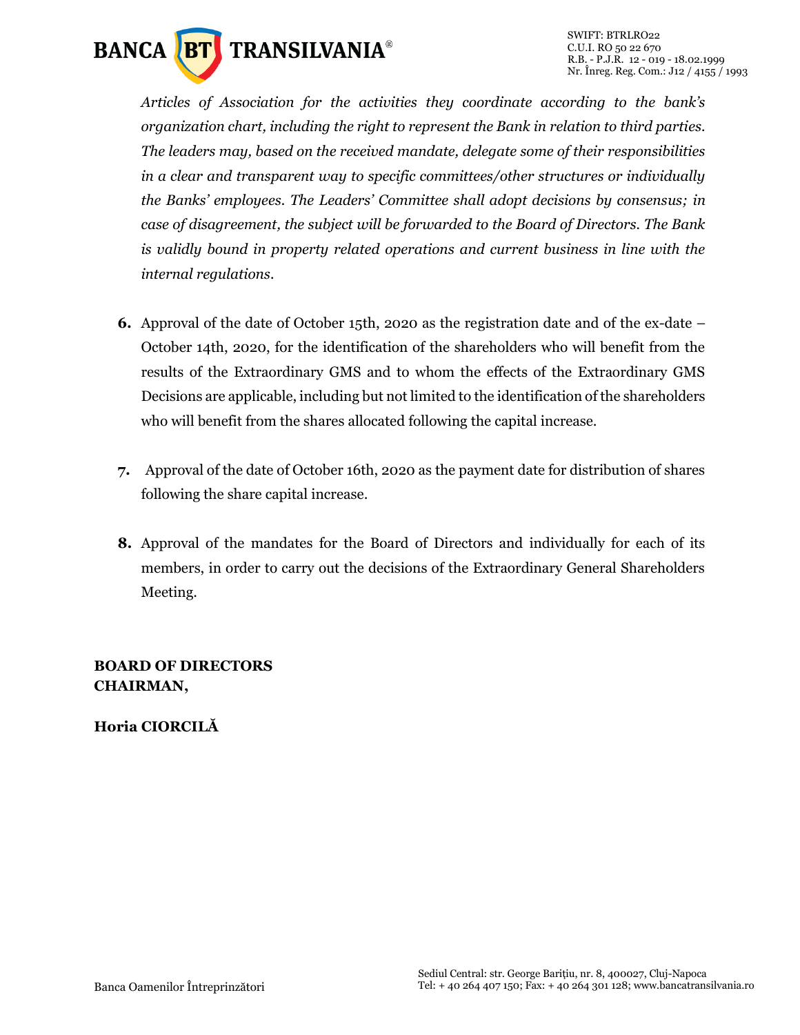*Articles of Association for the activities they coordinate according to the bank's organization chart, including the right to represent the Bank in relation to third parties. The leaders may, based on the received mandate, delegate some of their responsibilities in a clear and transparent way to specific committees/other structures or individually the Banks' employees. The Leaders' Committee shall adopt decisions by consensus; in case of disagreement, the subject will be forwarded to the Board of Directors. The Bank is validly bound in property related operations and current business in line with the internal regulations.*

6. Approval of the date of October 15th, 2020 as the registration date and of the ex-date – October 14th, 2020, for the identification of the shareholders who will benefit from the results of the Extraordinary GMS and to whom the effects of the Extraordinary GMS Decisions are applicable, including but not limited to the identification of the shareholders who will benefit from the shares allocated following the capital increase.

7. Approval of the date of October 16th, 2020 as the payment date for distribution of shares following the share capital increase.

8. Approval of the mandates for the Board of Directors and individually for each of its members, in order to carry out the decisions of the Extraordinary General Shareholders Meeting.

**BOARD OF DIRECTORS**
**CHAIRMAN,**

**Horia CIORCILĂ**